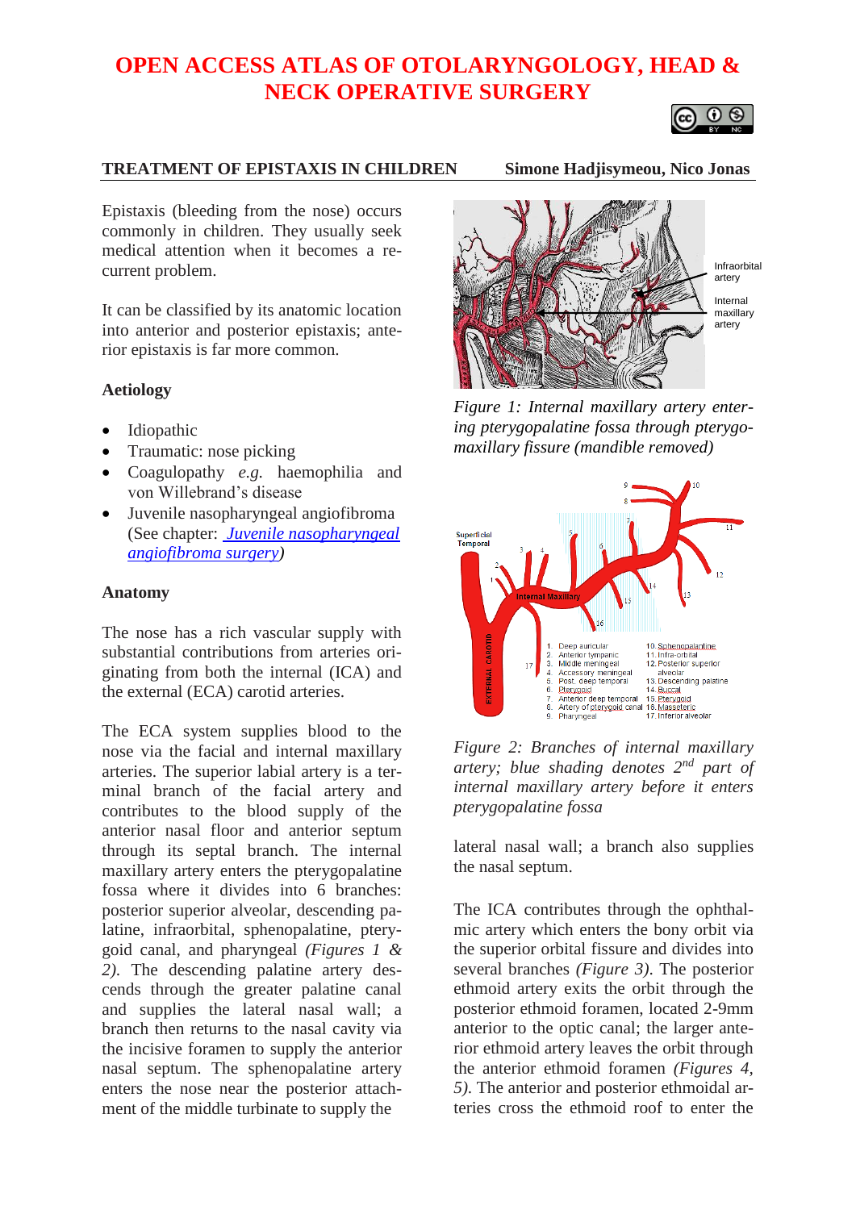# OPEN ACCESS ATLAS OF OTOLARYNGOLOGY, HEAD & NECK OPERATIVE SURGERY

## TREATMENT OF EPISTAXIS IN CHILDREN

Simone Hadjisymeou, Nico Jonas

Epistaxis (bleeding from the nose) occurs commonly in children. They usually seek medical attention when it becomes a recurrent problem.

It can be classified by its anatomic location into anterior and posterior epistaxis; anterior epistaxis is far more common.

### Aetiology

- Idiopathic
- Traumatic: nose picking
- Coagulopathy *e.g.* haemophilia and von Willebrand's disease
- Juvenile nasopharyngeal angiofibroma (See chapter: *Juvenile nasopharyngeal angiofibroma surgery*)

### Anatomy

The nose has a rich vascular supply with substantial contributions from arteries originating from both the internal (ICA) and the external (ECA) carotid arteries.

The ECA system supplies blood to the nose via the facial and internal maxillary arteries. The superior labial artery is a terminal branch of the facial artery and contributes to the blood supply of the anterior nasal floor and anterior septum through its septal branch. The internal maxillary artery enters the pterygopalatine fossa where it divides into 6 branches: posterior superior alveolar, descending palatine, infraorbital, sphenopalatine, pterygoid canal, and pharyngeal *(Figures 1 & 2)*. The descending palatine artery descends through the greater palatine canal and supplies the lateral nasal wall; a branch then returns to the nasal cavity via the incisive foramen to supply the anterior nasal septum. The sphenopalatine artery enters the nose near the posterior attachment of the middle turbinate to supply the lateral nasal wall; a branch also supplies the nasal septum.

Infraorbital artery

Internal maxillary artery

*Figure 1: Internal maxillary artery entering pterygopalatine fossa through pterygomaxillary fissure (mandible removed)*

Superficial Temporal

Internal Maxillary

EXTERNAL CAROTID

1. Deep auricular
2. Anterior tympanic
3. Middle meningeal
4. Accessory meningeal
5. Post. deep temporal
6. Pterygoid
7. Anterior deep temporal
8. Artery of pterygoid canal
9. Pharyngeal
10. Sphenopalatine
11. Infra-orbital
12. Posterior superior alveolar
13. Descending palatine
14. Buccal
15. Pterygoid
16. Masseteric
17. Inferior alveolar

*Figure 2: Branches of internal maxillary artery; blue shading denotes 2nd part of internal maxillary artery before it enters pterygopalatine fossa*

The ICA contributes through the ophthalmic artery which enters the bony orbit via the superior orbital fissure and divides into several branches *(Figure 3)*. The posterior ethmoid artery exits the orbit through the posterior ethmoid foramen, located 2-9mm anterior to the optic canal; the larger anterior ethmoid artery leaves the orbit through the anterior ethmoid foramen *(Figures 4, 5)*. The anterior and posterior ethmoidal arteries cross the ethmoid roof to enter the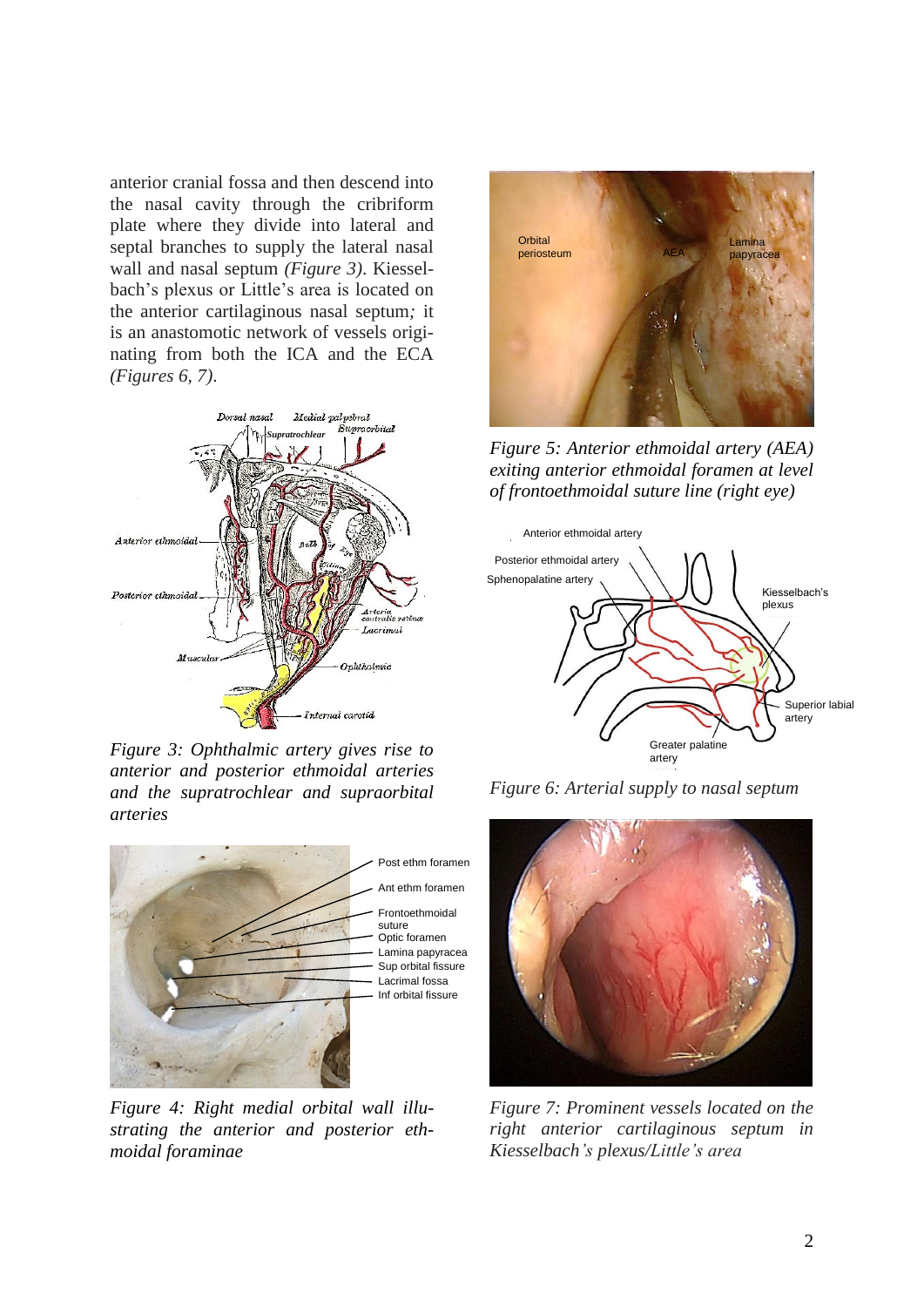anterior cranial fossa and then descend into the nasal cavity through the cribriform plate where they divide into lateral and septal branches to supply the lateral nasal wall and nasal septum *(Figure 3)*. Kiesselbach's plexus or Little's area is located on the anterior cartilaginous nasal septum*;* it is an anastomotic network of vessels originating from both the ICA and the ECA *(Figures 6, 7)*.

*Figure 3: Ophthalmic artery gives rise to anterior and posterior ethmoidal arteries and the supratrochlear and supraorbital arteries*

*Figure 4: Right medial orbital wall illustrating the anterior and posterior ethmoidal foraminae*

*Figure 5: Anterior ethmoidal artery (AEA) exiting anterior ethmoidal foramen at level of frontoethmoidal suture line (right eye)*

*Figure 6: Arterial supply to nasal septum*

*Figure 7: Prominent vessels located on the right anterior cartilaginous septum in Kiesselbach's plexus/Little's area*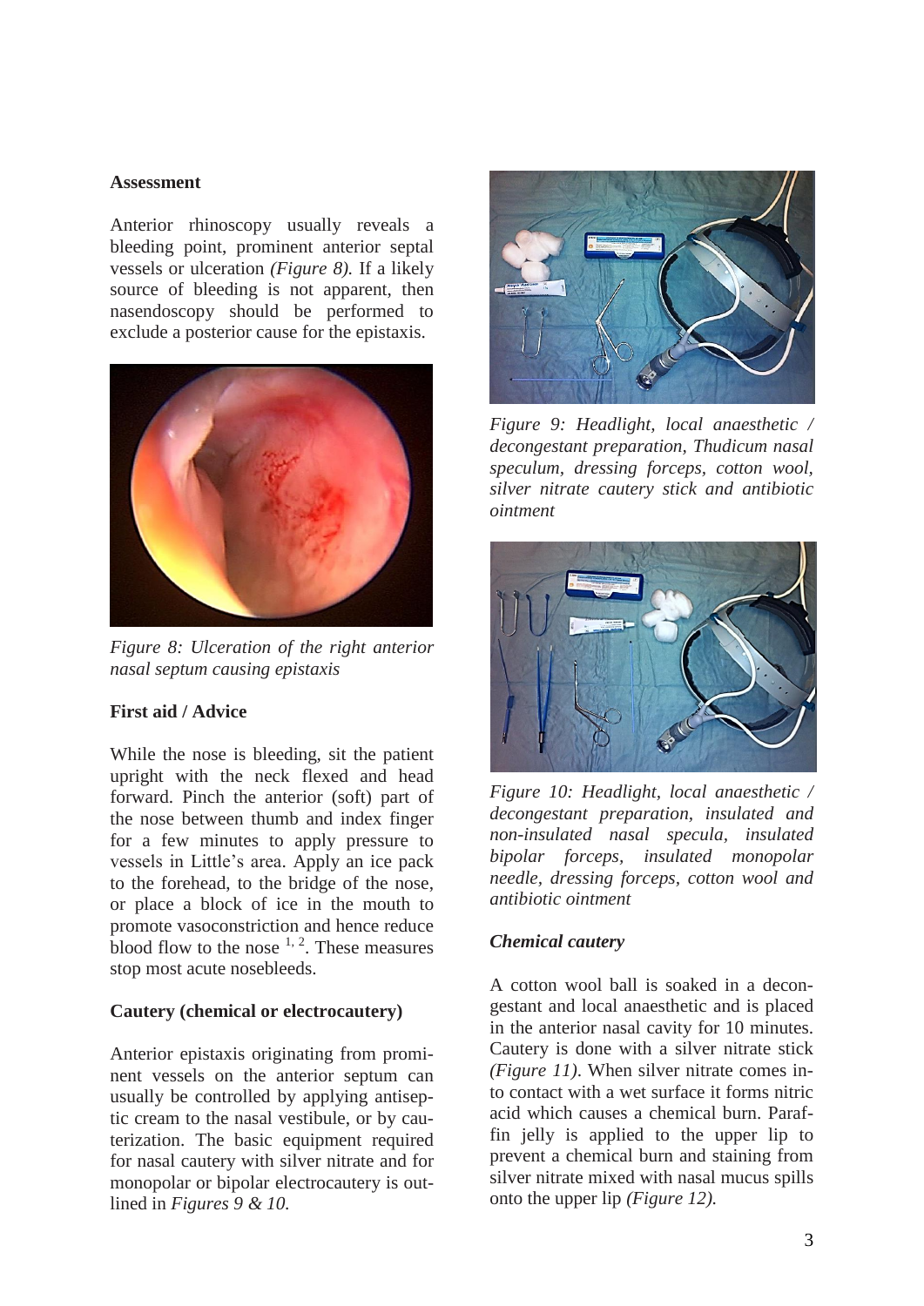**Assessment**

Anterior rhinoscopy usually reveals a bleeding point, prominent anterior septal vessels or ulceration *(Figure 8).* If a likely source of bleeding is not apparent, then nasendoscopy should be performed to exclude a posterior cause for the epistaxis.

*Figure 8: Ulceration of the right anterior nasal septum causing epistaxis*

**First aid / Advice**

While the nose is bleeding, sit the patient upright with the neck flexed and head forward. Pinch the anterior (soft) part of the nose between thumb and index finger for a few minutes to apply pressure to vessels in Little's area. Apply an ice pack to the forehead, to the bridge of the nose, or place a block of ice in the mouth to promote vasoconstriction and hence reduce blood flow to the nose [1, 2]. These measures stop most acute nosebleeds.

**Cautery (chemical or electrocautery)**

Anterior epistaxis originating from prominent vessels on the anterior septum can usually be controlled by applying antiseptic cream to the nasal vestibule, or by cauterization. The basic equipment required for nasal cautery with silver nitrate and for monopolar or bipolar electrocautery is outlined in *Figures 9 & 10.*

*Figure 9: Headlight, local anaesthetic / decongestant preparation, Thudicum nasal speculum, dressing forceps, cotton wool, silver nitrate cautery stick and antibiotic ointment*

*Figure 10: Headlight, local anaesthetic / decongestant preparation, insulated and non-insulated nasal specula, insulated bipolar forceps, insulated monopolar needle, dressing forceps, cotton wool and antibiotic ointment*

***Chemical cautery***

A cotton wool ball is soaked in a decongestant and local anaesthetic and is placed in the anterior nasal cavity for 10 minutes. Cautery is done with a silver nitrate stick *(Figure 11)*. When silver nitrate comes into contact with a wet surface it forms nitric acid which causes a chemical burn. Paraffin jelly is applied to the upper lip to prevent a chemical burn and staining from silver nitrate mixed with nasal mucus spills onto the upper lip *(Figure 12).*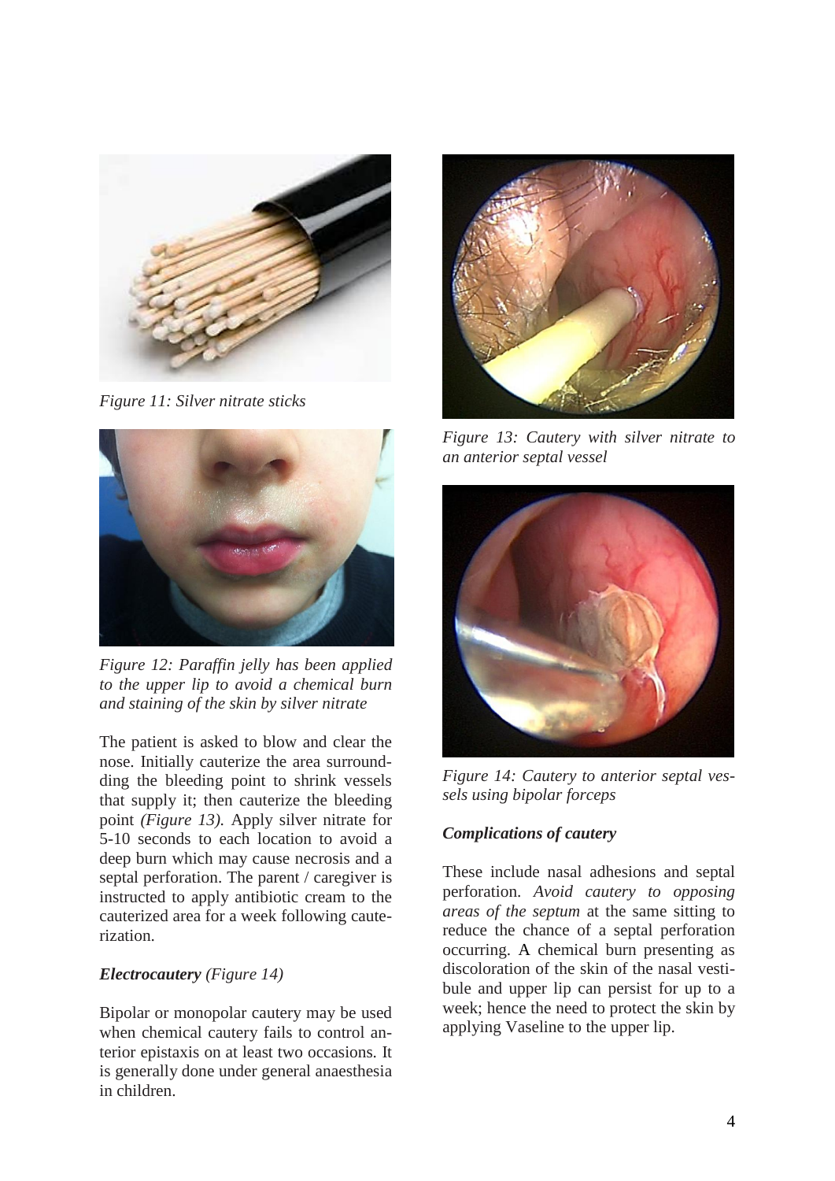*Figure 11: Silver nitrate sticks*

*Figure 12: Paraffin jelly has been applied to the upper lip to avoid a chemical burn and staining of the skin by silver nitrate*

The patient is asked to blow and clear the nose. Initially cauterize the area surrounding the bleeding point to shrink vessels that supply it; then cauterize the bleeding point *(Figure 13).* Apply silver nitrate for 5-10 seconds to each location to avoid a deep burn which may cause necrosis and a septal perforation. The parent / caregiver is instructed to apply antibiotic cream to the cauterized area for a week following cauterization.

### *Electrocautery* *(Figure 14)*

Bipolar or monopolar cautery may be used when chemical cautery fails to control anterior epistaxis on at least two occasions. It is generally done under general anaesthesia in children.

*Figure 13: Cautery with silver nitrate to an anterior septal vessel*

*Figure 14: Cautery to anterior septal vessels using bipolar forceps*

### *Complications of cautery*

These include nasal adhesions and septal perforation. *Avoid cautery to opposing areas of the septum* at the same sitting to reduce the chance of a septal perforation occurring. A chemical burn presenting as discoloration of the skin of the nasal vestibule and upper lip can persist for up to a week; hence the need to protect the skin by applying Vaseline to the upper lip.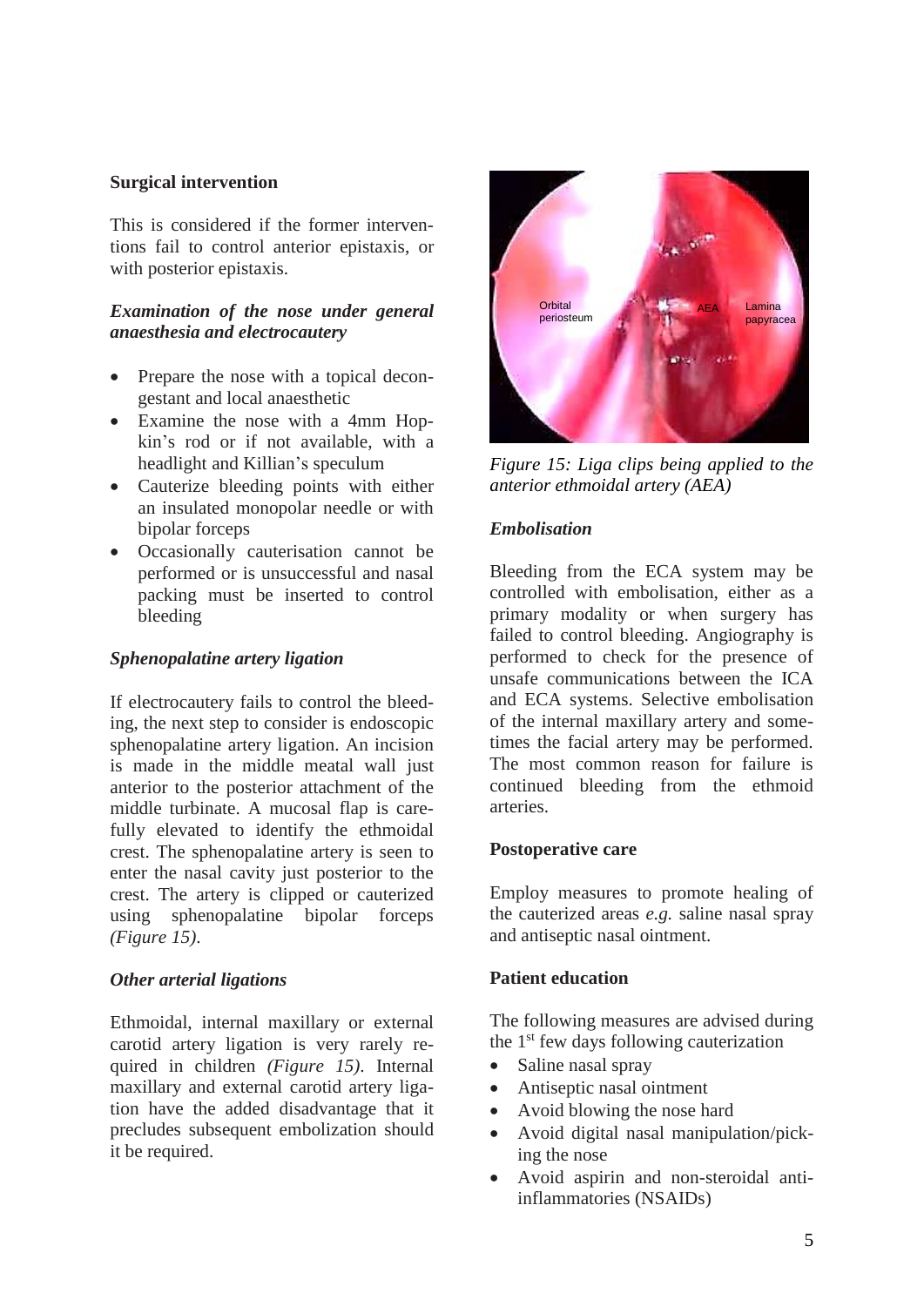### Surgical intervention

This is considered if the former interventions fail to control anterior epistaxis, or with posterior epistaxis.

#### *Examination of the nose under general anaesthesia and electrocautery*

- Prepare the nose with a topical decongestant and local anaesthetic
- Examine the nose with a 4mm Hopkin's rod or if not available, with a headlight and Killian's speculum
- Cauterize bleeding points with either an insulated monopolar needle or with bipolar forceps
- Occasionally cauterisation cannot be performed or is unsuccessful and nasal packing must be inserted to control bleeding

#### *Sphenopalatine artery ligation*

If electrocautery fails to control the bleeding, the next step to consider is endoscopic sphenopalatine artery ligation. An incision is made in the middle meatal wall just anterior to the posterior attachment of the middle turbinate. A mucosal flap is carefully elevated to identify the ethmoidal crest. The sphenopalatine artery is seen to enter the nasal cavity just posterior to the crest. The artery is clipped or cauterized using sphenopalatine bipolar forceps *(Figure 15)*.

#### *Other arterial ligations*

Ethmoidal, internal maxillary or external carotid artery ligation is very rarely required in children *(Figure 15)*. Internal maxillary and external carotid artery ligation have the added disadvantage that it precludes subsequent embolization should it be required.

*Figure 15: Liga clips being applied to the anterior ethmoidal artery (AEA)*

#### *Embolisation*

Bleeding from the ECA system may be controlled with embolisation, either as a primary modality or when surgery has failed to control bleeding. Angiography is performed to check for the presence of unsafe communications between the ICA and ECA systems. Selective embolisation of the internal maxillary artery and sometimes the facial artery may be performed. The most common reason for failure is continued bleeding from the ethmoid arteries.

### Postoperative care

Employ measures to promote healing of the cauterized areas *e.g.* saline nasal spray and antiseptic nasal ointment.

### Patient education

The following measures are advised during the 1st few days following cauterization

- Saline nasal spray
- Antiseptic nasal ointment
- Avoid blowing the nose hard
- Avoid digital nasal manipulation/picking the nose
- Avoid aspirin and non-steroidal anti-inflammatories (NSAIDs)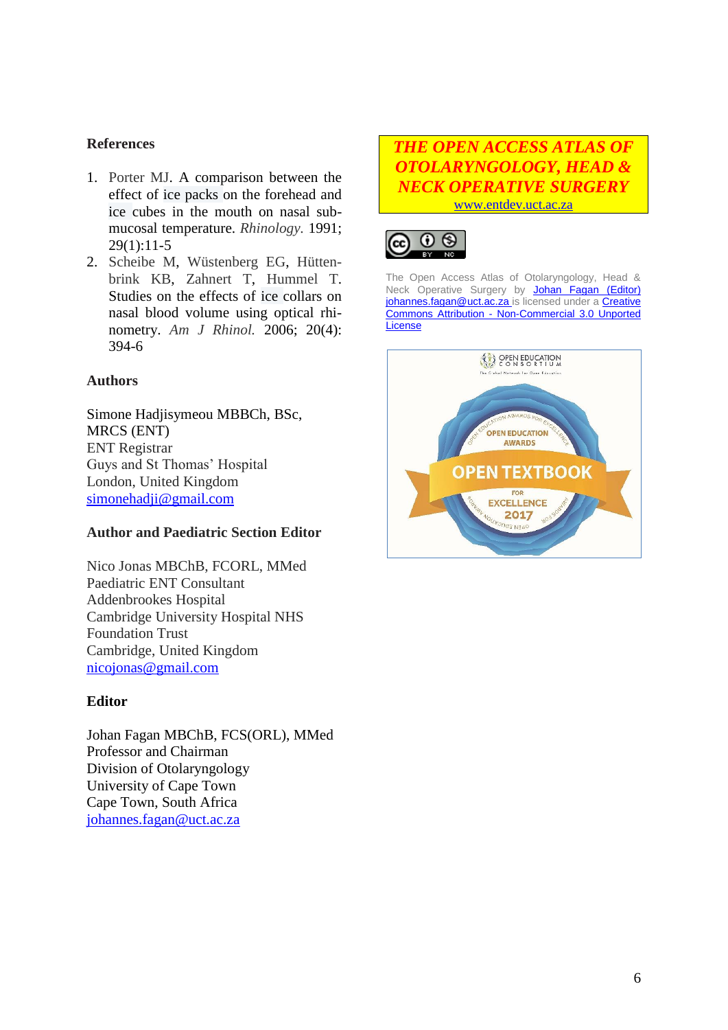## References

1. Porter MJ. A comparison between the effect of ice packs on the forehead and ice cubes in the mouth on nasal submucosal temperature. *Rhinology.* 1991; 29(1):11-5
2. Scheibe M, Wüstenberg EG, Hüttenbrink KB, Zahnert T, Hummel T. Studies on the effects of ice collars on nasal blood volume using optical rhinometry. *Am J Rhinol.* 2006; 20(4): 394-6

## Authors

Simone Hadjisymeou MBBCh, BSc, MRCS (ENT)
ENT Registrar
Guys and St Thomas' Hospital
London, United Kingdom
simonehadji@gmail.com

## Author and Paediatric Section Editor

Nico Jonas MBChB, FCORL, MMed
Paediatric ENT Consultant
Addenbrookes Hospital
Cambridge University Hospital NHS Foundation Trust
Cambridge, United Kingdom
nicojonas@gmail.com

## Editor

Johan Fagan MBChB, FCS(ORL), MMed
Professor and Chairman
Division of Otolaryngology
University of Cape Town
Cape Town, South Africa
johannes.fagan@uct.ac.za

***THE OPEN ACCESS ATLAS OF OTOLARYNGOLOGY, HEAD & NECK OPERATIVE SURGERY***
www.entdev.uct.ac.za

The Open Access Atlas of Otolaryngology, Head & Neck Operative Surgery by Johan Fagan (Editor) johannes.fagan@uct.ac.za is licensed under a Creative Commons Attribution - Non-Commercial 3.0 Unported License

OPEN EDUCATION CONSORTIUM
OPEN EDUCATION AWARDS
OPEN TEXTBOOK
FOR EXCELLENCE 2017